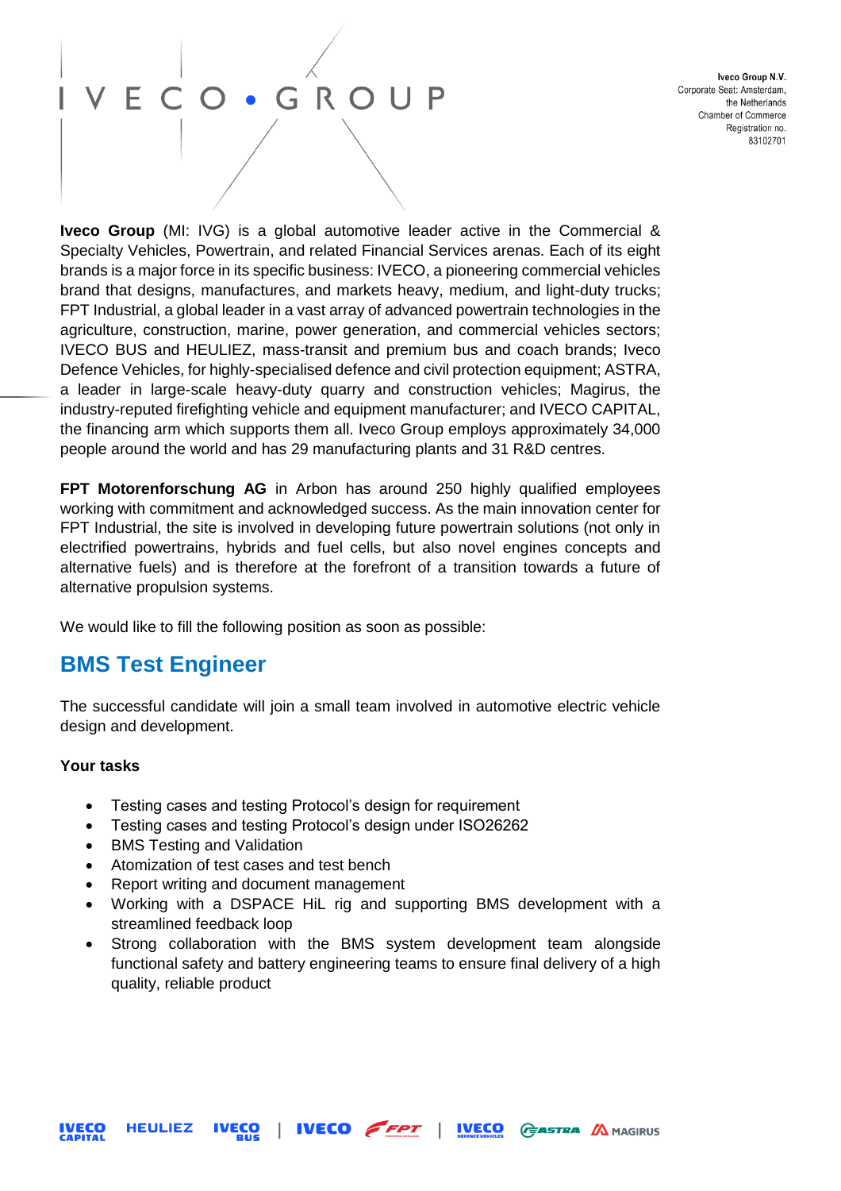Iveco Group N.V.
Corporate Seat: Amsterdam,
the Netherlands
Chamber of Commerce
Registration no.
83102701

**Iveco Group** (MI: IVG) is a global automotive leader active in the Commercial & Specialty Vehicles, Powertrain, and related Financial Services arenas. Each of its eight brands is a major force in its specific business: IVECO, a pioneering commercial vehicles brand that designs, manufactures, and markets heavy, medium, and light-duty trucks; FPT Industrial, a global leader in a vast array of advanced powertrain technologies in the agriculture, construction, marine, power generation, and commercial vehicles sectors; IVECO BUS and HEULIEZ, mass-transit and premium bus and coach brands; Iveco Defence Vehicles, for highly-specialised defence and civil protection equipment; ASTRA, a leader in large-scale heavy-duty quarry and construction vehicles; Magirus, the industry-reputed firefighting vehicle and equipment manufacturer; and IVECO CAPITAL, the financing arm which supports them all. Iveco Group employs approximately 34,000 people around the world and has 29 manufacturing plants and 31 R&D centres.

**FPT Motorenforschung AG** in Arbon has around 250 highly qualified employees working with commitment and acknowledged success. As the main innovation center for FPT Industrial, the site is involved in developing future powertrain solutions (not only in electrified powertrains, hybrids and fuel cells, but also novel engines concepts and alternative fuels) and is therefore at the forefront of a transition towards a future of alternative propulsion systems.

We would like to fill the following position as soon as possible:

## BMS Test Engineer

The successful candidate will join a small team involved in automotive electric vehicle design and development.

**Your tasks**

- Testing cases and testing Protocol's design for requirement
- Testing cases and testing Protocol's design under ISO26262
- BMS Testing and Validation
- Atomization of test cases and test bench
- Report writing and document management
- Working with a DSPACE HiL rig and supporting BMS development with a streamlined feedback loop
- Strong collaboration with the BMS system development team alongside functional safety and battery engineering teams to ensure final delivery of a high quality, reliable product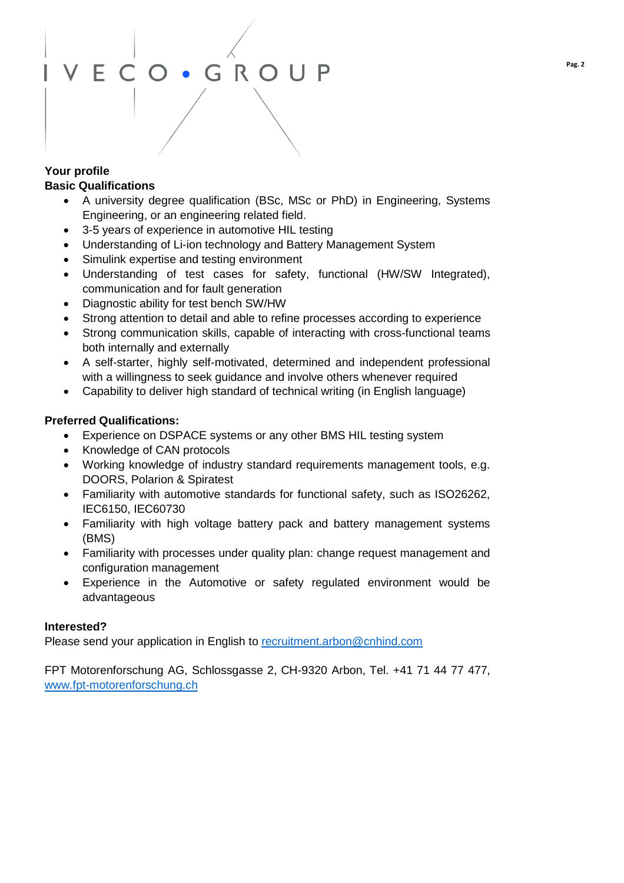**Your profile**

**Basic Qualifications**

- A university degree qualification (BSc, MSc or PhD) in Engineering, Systems Engineering, or an engineering related field.
- 3-5 years of experience in automotive HIL testing
- Understanding of Li-ion technology and Battery Management System
- Simulink expertise and testing environment
- Understanding of test cases for safety, functional (HW/SW Integrated), communication and for fault generation
- Diagnostic ability for test bench SW/HW
- Strong attention to detail and able to refine processes according to experience
- Strong communication skills, capable of interacting with cross-functional teams both internally and externally
- A self-starter, highly self-motivated, determined and independent professional with a willingness to seek guidance and involve others whenever required
- Capability to deliver high standard of technical writing (in English language)

**Preferred Qualifications:**

- Experience on DSPACE systems or any other BMS HIL testing system
- Knowledge of CAN protocols
- Working knowledge of industry standard requirements management tools, e.g. DOORS, Polarion & Spiratest
- Familiarity with automotive standards for functional safety, such as ISO26262, IEC6150, IEC60730
- Familiarity with high voltage battery pack and battery management systems (BMS)
- Familiarity with processes under quality plan: change request management and configuration management
- Experience in the Automotive or safety regulated environment would be advantageous

**Interested?**

Please send your application in English to [recruitment.arbon@cnhind.com](mailto:recruitment.arbon@cnhind.com)

FPT Motorenforschung AG, Schlossgasse 2, CH-9320 Arbon, Tel. +41 71 44 77 477, [www.fpt-motorenforschung.ch](http://www.fpt-motorenforschung.ch)